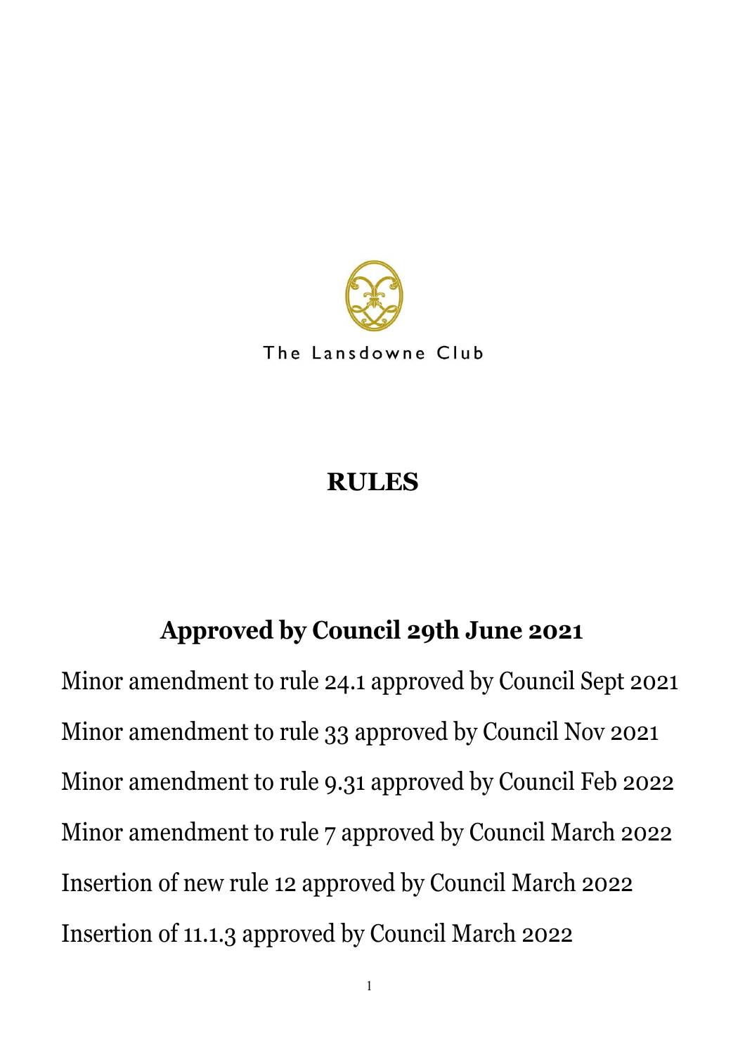The Lansdowne Club

# RULES

## Approved by Council 29th June 2021

Minor amendment to rule 24.1 approved by Council Sept 2021

Minor amendment to rule 33 approved by Council Nov 2021

Minor amendment to rule 9.31 approved by Council Feb 2022

Minor amendment to rule 7 approved by Council March 2022

Insertion of new rule 12 approved by Council March 2022

Insertion of 11.1.3 approved by Council March 2022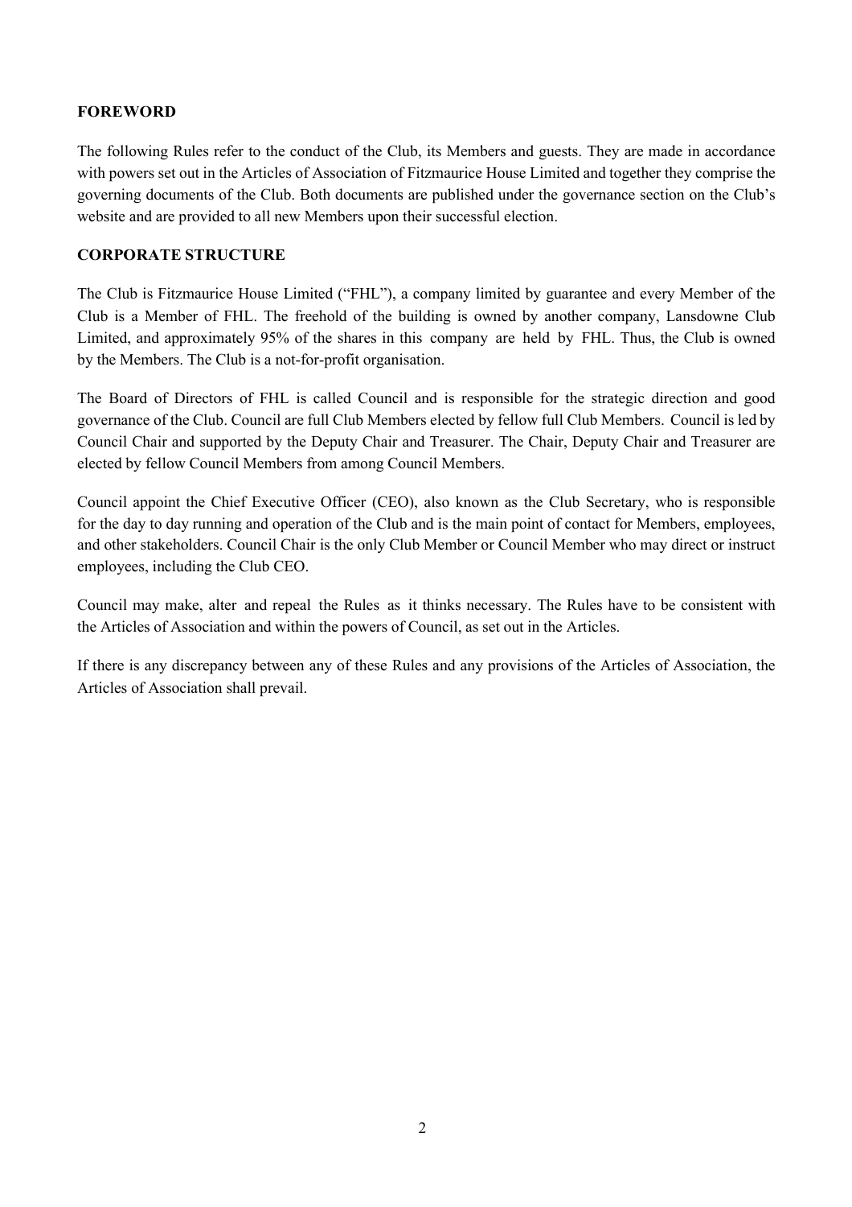## FOREWORD

The following Rules refer to the conduct of the Club, its Members and guests. They are made in accordance with powers set out in the Articles of Association of Fitzmaurice House Limited and together they comprise the governing documents of the Club. Both documents are published under the governance section on the Club's website and are provided to all new Members upon their successful election.

## CORPORATE STRUCTURE

The Club is Fitzmaurice House Limited ("FHL"), a company limited by guarantee and every Member of the Club is a Member of FHL. The freehold of the building is owned by another company, Lansdowne Club Limited, and approximately 95% of the shares in this company are held by FHL. Thus, the Club is owned by the Members. The Club is a not-for-profit organisation.

The Board of Directors of FHL is called Council and is responsible for the strategic direction and good governance of the Club. Council are full Club Members elected by fellow full Club Members. Council is led by Council Chair and supported by the Deputy Chair and Treasurer. The Chair, Deputy Chair and Treasurer are elected by fellow Council Members from among Council Members.

Council appoint the Chief Executive Officer (CEO), also known as the Club Secretary, who is responsible for the day to day running and operation of the Club and is the main point of contact for Members, employees, and other stakeholders. Council Chair is the only Club Member or Council Member who may direct or instruct employees, including the Club CEO.

Council may make, alter and repeal the Rules as it thinks necessary. The Rules have to be consistent with the Articles of Association and within the powers of Council, as set out in the Articles.

If there is any discrepancy between any of these Rules and any provisions of the Articles of Association, the Articles of Association shall prevail.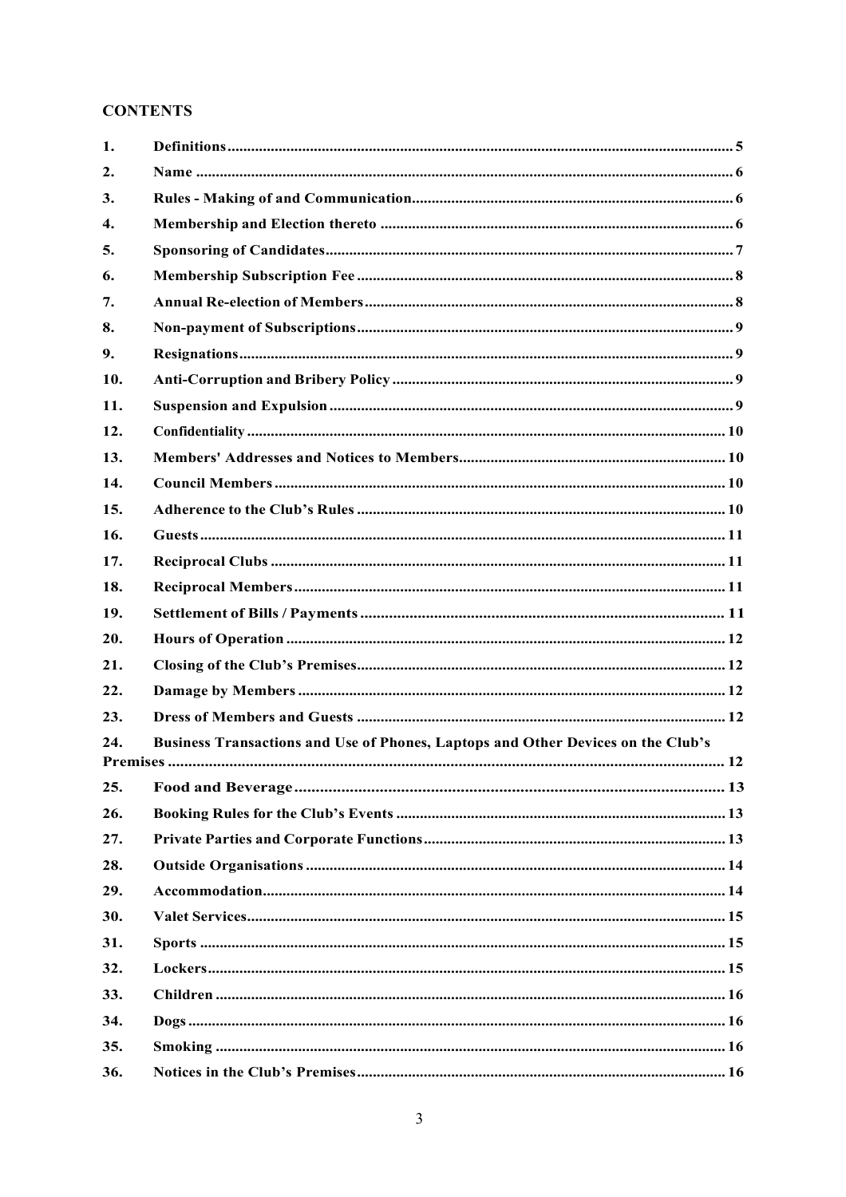## CONTENTS

| | | |
|---|---|---|
| 1. | Definitions | 5 |
| 2. | Name | 6 |
| 3. | Rules - Making of and Communication | 6 |
| 4. | Membership and Election thereto | 6 |
| 5. | Sponsoring of Candidates | 7 |
| 6. | Membership Subscription Fee | 8 |
| 7. | Annual Re-election of Members | 8 |
| 8. | Non-payment of Subscriptions | 9 |
| 9. | Resignations | 9 |
| 10. | Anti-Corruption and Bribery Policy | 9 |
| 11. | Suspension and Expulsion | 9 |
| 12. | Confidentiality | 10 |
| 13. | Members' Addresses and Notices to Members | 10 |
| 14. | Council Members | 10 |
| 15. | Adherence to the Club's Rules | 10 |
| 16. | Guests | 11 |
| 17. | Reciprocal Clubs | 11 |
| 18. | Reciprocal Members | 11 |
| 19. | Settlement of Bills / Payments | 11 |
| 20. | Hours of Operation | 12 |
| 21. | Closing of the Club's Premises | 12 |
| 22. | Damage by Members | 12 |
| 23. | Dress of Members and Guests | 12 |
| 24. | Business Transactions and Use of Phones, Laptops and Other Devices on the Club's Premises | 12 |
| 25. | Food and Beverage | 13 |
| 26. | Booking Rules for the Club's Events | 13 |
| 27. | Private Parties and Corporate Functions | 13 |
| 28. | Outside Organisations | 14 |
| 29. | Accommodation | 14 |
| 30. | Valet Services | 15 |
| 31. | Sports | 15 |
| 32. | Lockers | 15 |
| 33. | Children | 16 |
| 34. | Dogs | 16 |
| 35. | Smoking | 16 |
| 36. | Notices in the Club's Premises | 16 |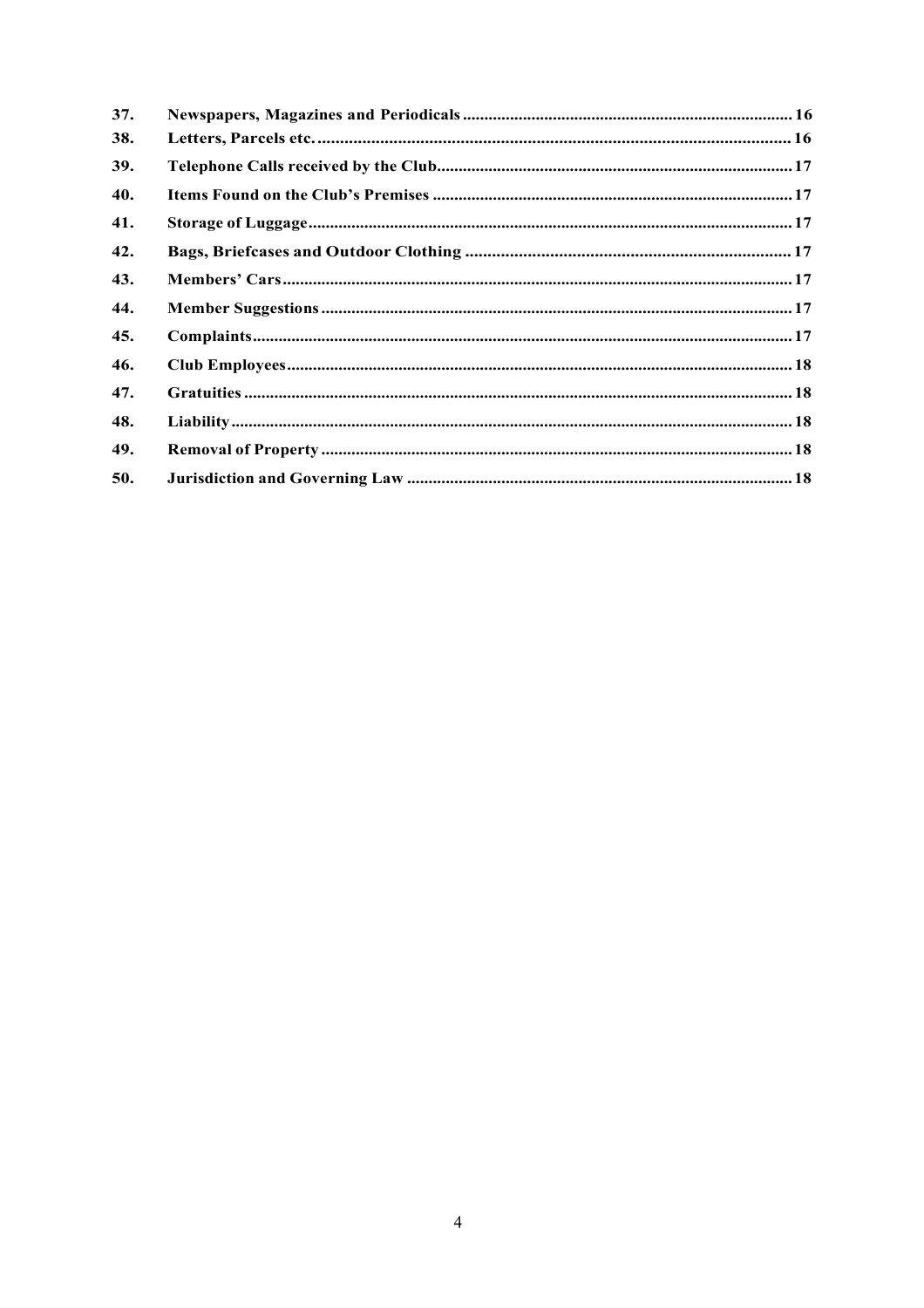| | | |
|---|---|---|
| **37.** | **Newspapers, Magazines and Periodicals** | **16** |
| **38.** | **Letters, Parcels etc.** | **16** |
| **39.** | **Telephone Calls received by the Club** | **17** |
| **40.** | **Items Found on the Club's Premises** | **17** |
| **41.** | **Storage of Luggage** | **17** |
| **42.** | **Bags, Briefcases and Outdoor Clothing** | **17** |
| **43.** | **Members' Cars** | **17** |
| **44.** | **Member Suggestions** | **17** |
| **45.** | **Complaints** | **17** |
| **46.** | **Club Employees** | **18** |
| **47.** | **Gratuities** | **18** |
| **48.** | **Liability** | **18** |
| **49.** | **Removal of Property** | **18** |
| **50.** | **Jurisdiction and Governing Law** | **18** |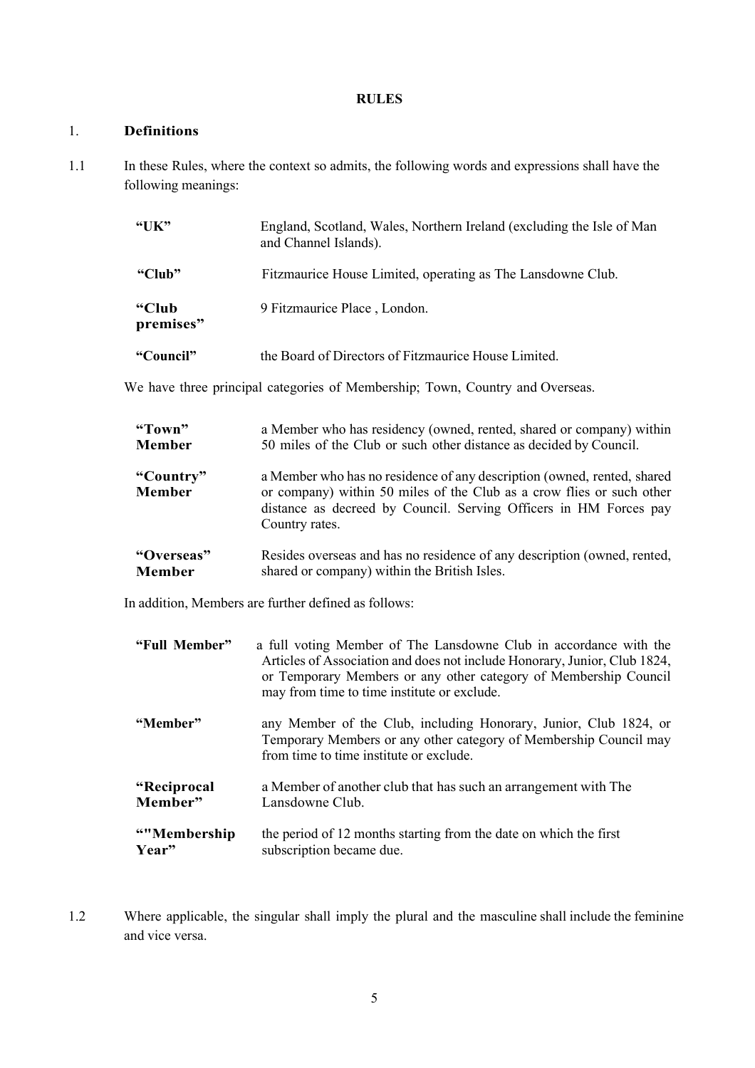## RULES

### 1. Definitions

1.1 In these Rules, where the context so admits, the following words and expressions shall have the following meanings:

| | |
|---|---|
| **"UK"** | England, Scotland, Wales, Northern Ireland (excluding the Isle of Man and Channel Islands). |
| **"Club"** | Fitzmaurice House Limited, operating as The Lansdowne Club. |
| **"Club premises"** | 9 Fitzmaurice Place , London. |
| **"Council"** | the Board of Directors of Fitzmaurice House Limited. |

We have three principal categories of Membership; Town, Country and Overseas.

| | |
|---|---|
| **"Town" Member** | a Member who has residency (owned, rented, shared or company) within 50 miles of the Club or such other distance as decided by Council. |
| **"Country" Member** | a Member who has no residence of any description (owned, rented, shared or company) within 50 miles of the Club as a crow flies or such other distance as decreed by Council. Serving Officers in HM Forces pay Country rates. |
| **"Overseas" Member** | Resides overseas and has no residence of any description (owned, rented, shared or company) within the British Isles. |

In addition, Members are further defined as follows:

| | |
|---|---|
| **"Full Member"** | a full voting Member of The Lansdowne Club in accordance with the Articles of Association and does not include Honorary, Junior, Club 1824, or Temporary Members or any other category of Membership Council may from time to time institute or exclude. |
| **"Member"** | any Member of the Club, including Honorary, Junior, Club 1824, or Temporary Members or any other category of Membership Council may from time to time institute or exclude. |
| **"Reciprocal Member"** | a Member of another club that has such an arrangement with The Lansdowne Club. |
| **""Membership Year"** | the period of 12 months starting from the date on which the first subscription became due. |

1.2 Where applicable, the singular shall imply the plural and the masculine shall include the feminine and vice versa.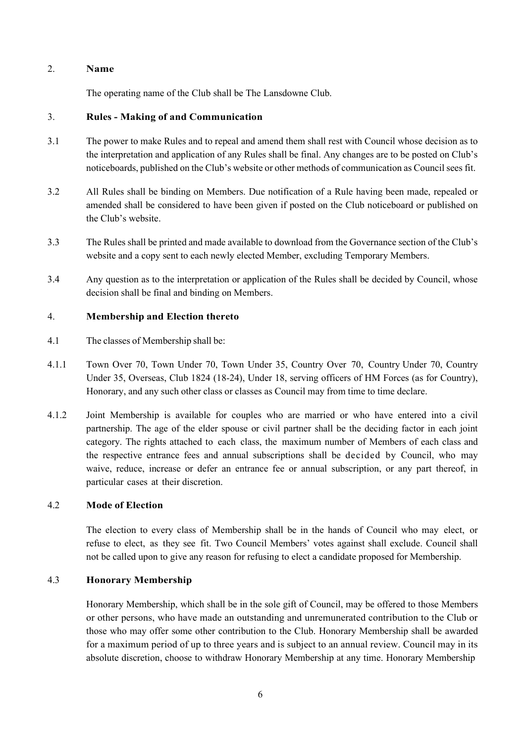## 2. Name

The operating name of the Club shall be The Lansdowne Club.

## 3. Rules - Making of and Communication

3.1 The power to make Rules and to repeal and amend them shall rest with Council whose decision as to the interpretation and application of any Rules shall be final. Any changes are to be posted on Club's noticeboards, published on the Club's website or other methods of communication as Council sees fit.

3.2 All Rules shall be binding on Members. Due notification of a Rule having been made, repealed or amended shall be considered to have been given if posted on the Club noticeboard or published on the Club's website.

3.3 The Rules shall be printed and made available to download from the Governance section of the Club's website and a copy sent to each newly elected Member, excluding Temporary Members.

3.4 Any question as to the interpretation or application of the Rules shall be decided by Council, whose decision shall be final and binding on Members.

## 4. Membership and Election thereto

4.1 The classes of Membership shall be:

4.1.1 Town Over 70, Town Under 70, Town Under 35, Country Over 70, Country Under 70, Country Under 35, Overseas, Club 1824 (18-24), Under 18, serving officers of HM Forces (as for Country), Honorary, and any such other class or classes as Council may from time to time declare.

4.1.2 Joint Membership is available for couples who are married or who have entered into a civil partnership. The age of the elder spouse or civil partner shall be the deciding factor in each joint category. The rights attached to each class, the maximum number of Members of each class and the respective entrance fees and annual subscriptions shall be decided by Council, who may waive, reduce, increase or defer an entrance fee or annual subscription, or any part thereof, in particular cases at their discretion.

### 4.2 Mode of Election

The election to every class of Membership shall be in the hands of Council who may elect, or refuse to elect, as they see fit. Two Council Members' votes against shall exclude. Council shall not be called upon to give any reason for refusing to elect a candidate proposed for Membership.

### 4.3 Honorary Membership

Honorary Membership, which shall be in the sole gift of Council, may be offered to those Members or other persons, who have made an outstanding and unremunerated contribution to the Club or those who may offer some other contribution to the Club. Honorary Membership shall be awarded for a maximum period of up to three years and is subject to an annual review. Council may in its absolute discretion, choose to withdraw Honorary Membership at any time. Honorary Membership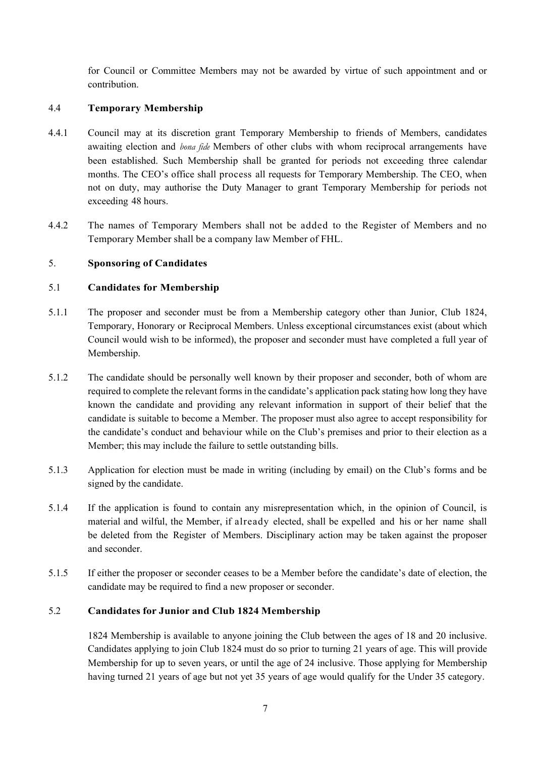for Council or Committee Members may not be awarded by virtue of such appointment and or contribution.

### 4.4 Temporary Membership

4.4.1 Council may at its discretion grant Temporary Membership to friends of Members, candidates awaiting election and *bona fide* Members of other clubs with whom reciprocal arrangements have been established. Such Membership shall be granted for periods not exceeding three calendar months. The CEO's office shall process all requests for Temporary Membership. The CEO, when not on duty, may authorise the Duty Manager to grant Temporary Membership for periods not exceeding 48 hours.

4.4.2 The names of Temporary Members shall not be added to the Register of Members and no Temporary Member shall be a company law Member of FHL.

## 5. Sponsoring of Candidates

### 5.1 Candidates for Membership

5.1.1 The proposer and seconder must be from a Membership category other than Junior, Club 1824, Temporary, Honorary or Reciprocal Members. Unless exceptional circumstances exist (about which Council would wish to be informed), the proposer and seconder must have completed a full year of Membership.

5.1.2 The candidate should be personally well known by their proposer and seconder, both of whom are required to complete the relevant forms in the candidate's application pack stating how long they have known the candidate and providing any relevant information in support of their belief that the candidate is suitable to become a Member. The proposer must also agree to accept responsibility for the candidate's conduct and behaviour while on the Club's premises and prior to their election as a Member; this may include the failure to settle outstanding bills.

5.1.3 Application for election must be made in writing (including by email) on the Club's forms and be signed by the candidate.

5.1.4 If the application is found to contain any misrepresentation which, in the opinion of Council, is material and wilful, the Member, if already elected, shall be expelled and his or her name shall be deleted from the Register of Members. Disciplinary action may be taken against the proposer and seconder.

5.1.5 If either the proposer or seconder ceases to be a Member before the candidate's date of election, the candidate may be required to find a new proposer or seconder.

### 5.2 Candidates for Junior and Club 1824 Membership

1824 Membership is available to anyone joining the Club between the ages of 18 and 20 inclusive. Candidates applying to join Club 1824 must do so prior to turning 21 years of age. This will provide Membership for up to seven years, or until the age of 24 inclusive. Those applying for Membership having turned 21 years of age but not yet 35 years of age would qualify for the Under 35 category.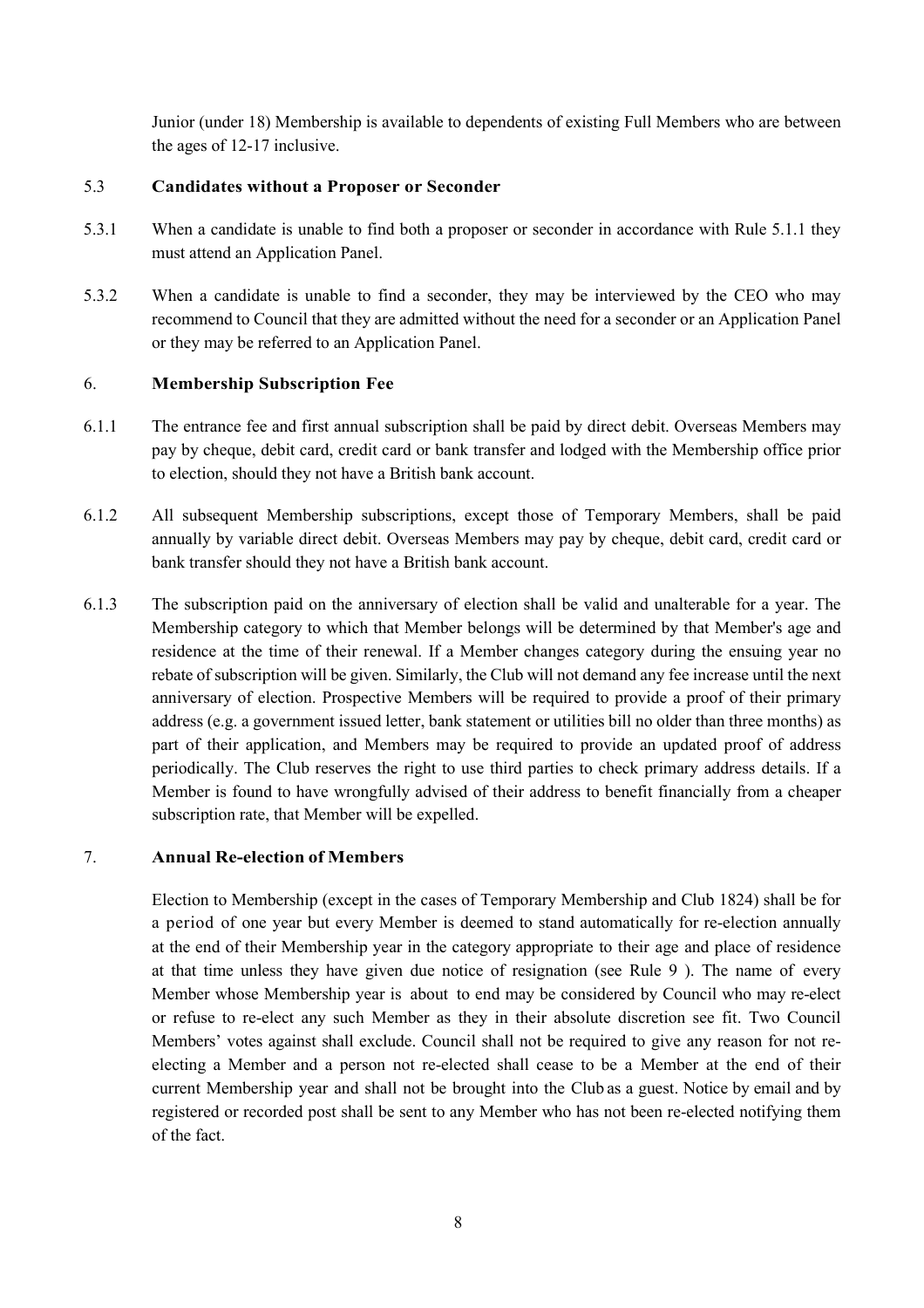Junior (under 18) Membership is available to dependents of existing Full Members who are between the ages of 12-17 inclusive.

### 5.3 Candidates without a Proposer or Seconder

5.3.1 When a candidate is unable to find both a proposer or seconder in accordance with Rule 5.1.1 they must attend an Application Panel.

5.3.2 When a candidate is unable to find a seconder, they may be interviewed by the CEO who may recommend to Council that they are admitted without the need for a seconder or an Application Panel or they may be referred to an Application Panel.

## 6. Membership Subscription Fee

6.1.1 The entrance fee and first annual subscription shall be paid by direct debit. Overseas Members may pay by cheque, debit card, credit card or bank transfer and lodged with the Membership office prior to election, should they not have a British bank account.

6.1.2 All subsequent Membership subscriptions, except those of Temporary Members, shall be paid annually by variable direct debit. Overseas Members may pay by cheque, debit card, credit card or bank transfer should they not have a British bank account.

6.1.3 The subscription paid on the anniversary of election shall be valid and unalterable for a year. The Membership category to which that Member belongs will be determined by that Member's age and residence at the time of their renewal. If a Member changes category during the ensuing year no rebate of subscription will be given. Similarly, the Club will not demand any fee increase until the next anniversary of election. Prospective Members will be required to provide a proof of their primary address (e.g. a government issued letter, bank statement or utilities bill no older than three months) as part of their application, and Members may be required to provide an updated proof of address periodically. The Club reserves the right to use third parties to check primary address details. If a Member is found to have wrongfully advised of their address to benefit financially from a cheaper subscription rate, that Member will be expelled.

## 7. Annual Re-election of Members

Election to Membership (except in the cases of Temporary Membership and Club 1824) shall be for a period of one year but every Member is deemed to stand automatically for re-election annually at the end of their Membership year in the category appropriate to their age and place of residence at that time unless they have given due notice of resignation (see Rule 9 ). The name of every Member whose Membership year is about to end may be considered by Council who may re-elect or refuse to re-elect any such Member as they in their absolute discretion see fit. Two Council Members' votes against shall exclude. Council shall not be required to give any reason for not re-electing a Member and a person not re-elected shall cease to be a Member at the end of their current Membership year and shall not be brought into the Club as a guest. Notice by email and by registered or recorded post shall be sent to any Member who has not been re-elected notifying them of the fact.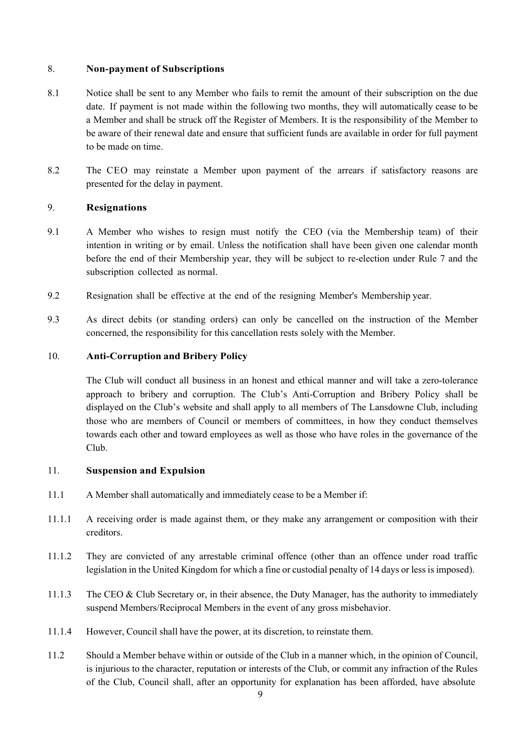## 8. Non-payment of Subscriptions

8.1 Notice shall be sent to any Member who fails to remit the amount of their subscription on the due date. If payment is not made within the following two months, they will automatically cease to be a Member and shall be struck off the Register of Members. It is the responsibility of the Member to be aware of their renewal date and ensure that sufficient funds are available in order for full payment to be made on time.

8.2 The CEO may reinstate a Member upon payment of the arrears if satisfactory reasons are presented for the delay in payment.

## 9. Resignations

9.1 A Member who wishes to resign must notify the CEO (via the Membership team) of their intention in writing or by email. Unless the notification shall have been given one calendar month before the end of their Membership year, they will be subject to re-election under Rule 7 and the subscription collected as normal.

9.2 Resignation shall be effective at the end of the resigning Member's Membership year.

9.3 As direct debits (or standing orders) can only be cancelled on the instruction of the Member concerned, the responsibility for this cancellation rests solely with the Member.

## 10. Anti-Corruption and Bribery Policy

The Club will conduct all business in an honest and ethical manner and will take a zero-tolerance approach to bribery and corruption. The Club's Anti-Corruption and Bribery Policy shall be displayed on the Club's website and shall apply to all members of The Lansdowne Club, including those who are members of Council or members of committees, in how they conduct themselves towards each other and toward employees as well as those who have roles in the governance of the Club.

## 11. Suspension and Expulsion

11.1 A Member shall automatically and immediately cease to be a Member if:

11.1.1 A receiving order is made against them, or they make any arrangement or composition with their creditors.

11.1.2 They are convicted of any arrestable criminal offence (other than an offence under road traffic legislation in the United Kingdom for which a fine or custodial penalty of 14 days or less is imposed).

11.1.3 The CEO & Club Secretary or, in their absence, the Duty Manager, has the authority to immediately suspend Members/Reciprocal Members in the event of any gross misbehavior.

11.1.4 However, Council shall have the power, at its discretion, to reinstate them.

11.2 Should a Member behave within or outside of the Club in a manner which, in the opinion of Council, is injurious to the character, reputation or interests of the Club, or commit any infraction of the Rules of the Club, Council shall, after an opportunity for explanation has been afforded, have absolute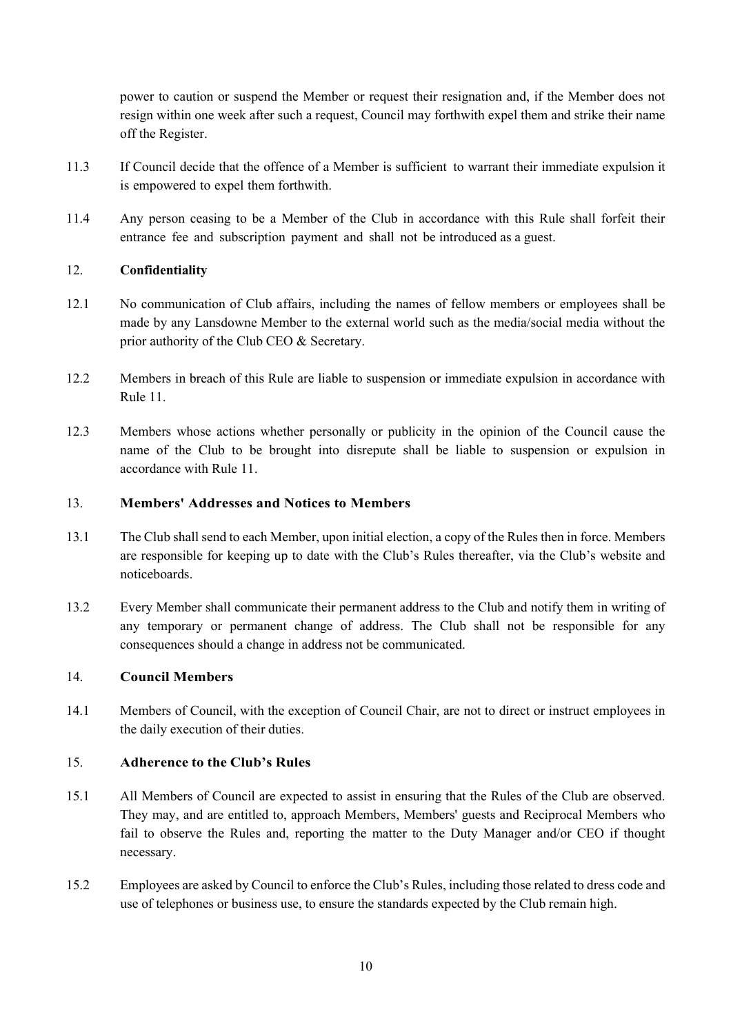power to caution or suspend the Member or request their resignation and, if the Member does not resign within one week after such a request, Council may forthwith expel them and strike their name off the Register.

11.3 If Council decide that the offence of a Member is sufficient to warrant their immediate expulsion it is empowered to expel them forthwith.

11.4 Any person ceasing to be a Member of the Club in accordance with this Rule shall forfeit their entrance fee and subscription payment and shall not be introduced as a guest.

## 12. Confidentiality

12.1 No communication of Club affairs, including the names of fellow members or employees shall be made by any Lansdowne Member to the external world such as the media/social media without the prior authority of the Club CEO & Secretary.

12.2 Members in breach of this Rule are liable to suspension or immediate expulsion in accordance with Rule 11.

12.3 Members whose actions whether personally or publicity in the opinion of the Council cause the name of the Club to be brought into disrepute shall be liable to suspension or expulsion in accordance with Rule 11.

## 13. Members' Addresses and Notices to Members

13.1 The Club shall send to each Member, upon initial election, a copy of the Rules then in force. Members are responsible for keeping up to date with the Club's Rules thereafter, via the Club's website and noticeboards.

13.2 Every Member shall communicate their permanent address to the Club and notify them in writing of any temporary or permanent change of address. The Club shall not be responsible for any consequences should a change in address not be communicated.

## 14. Council Members

14.1 Members of Council, with the exception of Council Chair, are not to direct or instruct employees in the daily execution of their duties.

## 15. Adherence to the Club's Rules

15.1 All Members of Council are expected to assist in ensuring that the Rules of the Club are observed. They may, and are entitled to, approach Members, Members' guests and Reciprocal Members who fail to observe the Rules and, reporting the matter to the Duty Manager and/or CEO if thought necessary.

15.2 Employees are asked by Council to enforce the Club's Rules, including those related to dress code and use of telephones or business use, to ensure the standards expected by the Club remain high.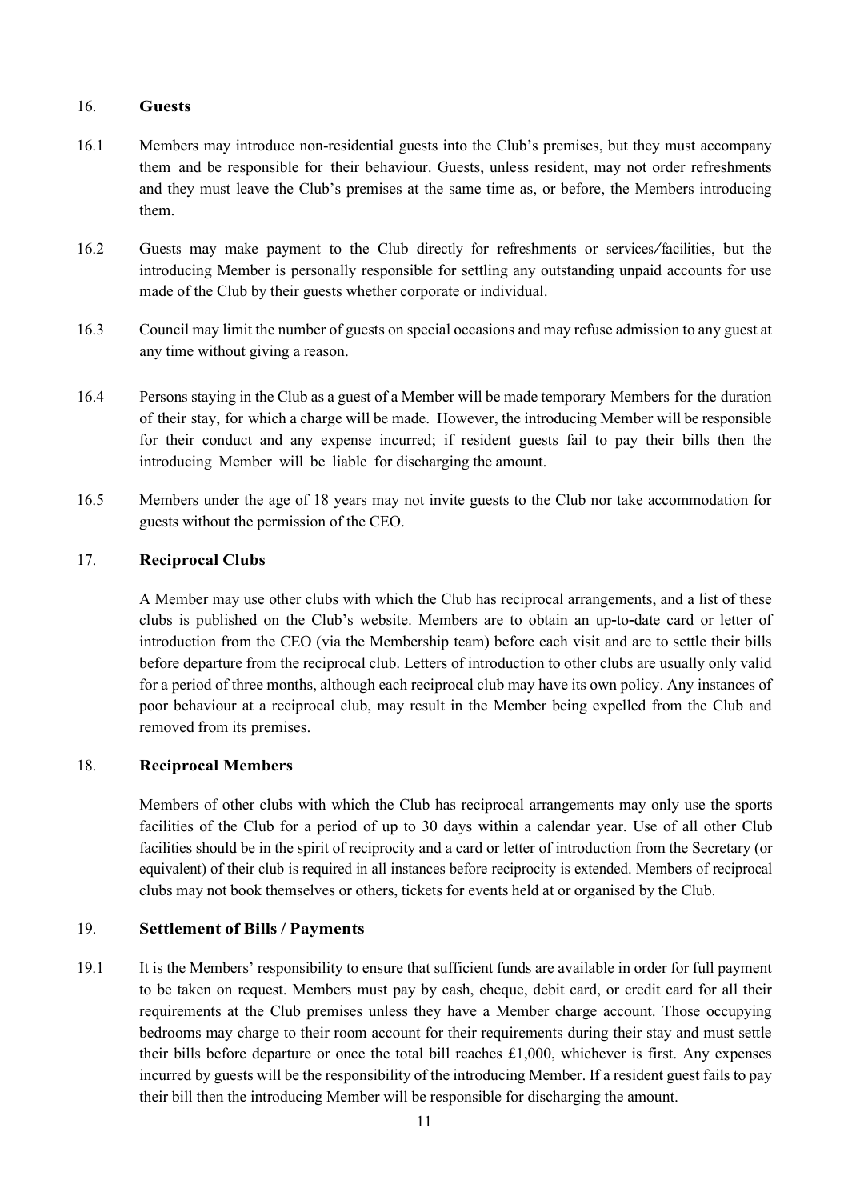## 16. Guests

16.1 Members may introduce non-residential guests into the Club's premises, but they must accompany them and be responsible for their behaviour. Guests, unless resident, may not order refreshments and they must leave the Club's premises at the same time as, or before, the Members introducing them.

16.2 Guests may make payment to the Club directly for refreshments or services/facilities, but the introducing Member is personally responsible for settling any outstanding unpaid accounts for use made of the Club by their guests whether corporate or individual.

16.3 Council may limit the number of guests on special occasions and may refuse admission to any guest at any time without giving a reason.

16.4 Persons staying in the Club as a guest of a Member will be made temporary Members for the duration of their stay, for which a charge will be made. However, the introducing Member will be responsible for their conduct and any expense incurred; if resident guests fail to pay their bills then the introducing Member will be liable for discharging the amount.

16.5 Members under the age of 18 years may not invite guests to the Club nor take accommodation for guests without the permission of the CEO.

## 17. Reciprocal Clubs

A Member may use other clubs with which the Club has reciprocal arrangements, and a list of these clubs is published on the Club's website. Members are to obtain an up-to-date card or letter of introduction from the CEO (via the Membership team) before each visit and are to settle their bills before departure from the reciprocal club. Letters of introduction to other clubs are usually only valid for a period of three months, although each reciprocal club may have its own policy. Any instances of poor behaviour at a reciprocal club, may result in the Member being expelled from the Club and removed from its premises.

## 18. Reciprocal Members

Members of other clubs with which the Club has reciprocal arrangements may only use the sports facilities of the Club for a period of up to 30 days within a calendar year. Use of all other Club facilities should be in the spirit of reciprocity and a card or letter of introduction from the Secretary (or equivalent) of their club is required in all instances before reciprocity is extended. Members of reciprocal clubs may not book themselves or others, tickets for events held at or organised by the Club.

## 19. Settlement of Bills / Payments

19.1 It is the Members' responsibility to ensure that sufficient funds are available in order for full payment to be taken on request. Members must pay by cash, cheque, debit card, or credit card for all their requirements at the Club premises unless they have a Member charge account. Those occupying bedrooms may charge to their room account for their requirements during their stay and must settle their bills before departure or once the total bill reaches £1,000, whichever is first. Any expenses incurred by guests will be the responsibility of the introducing Member. If a resident guest fails to pay their bill then the introducing Member will be responsible for discharging the amount.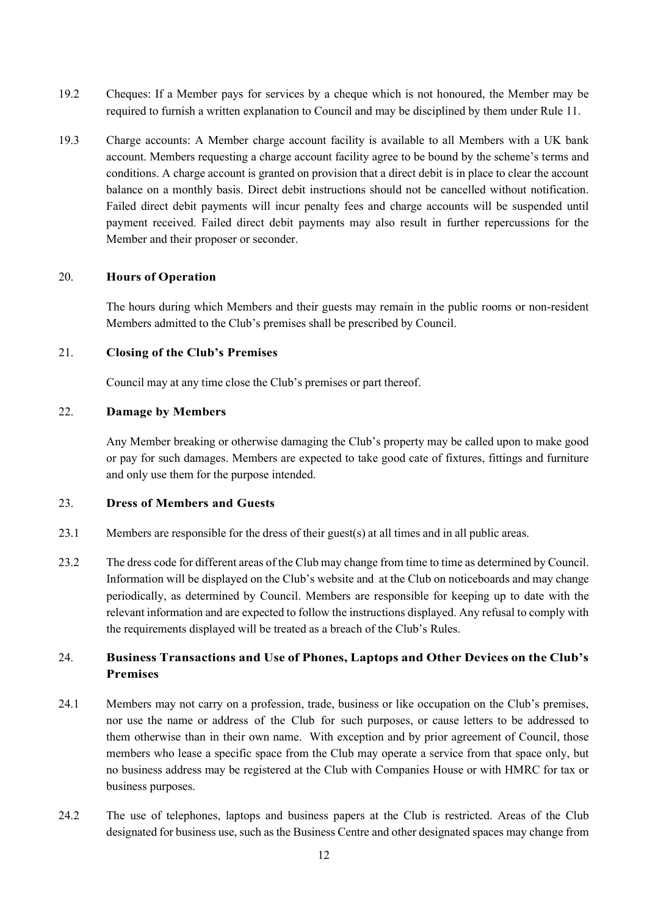19.2 Cheques: If a Member pays for services by a cheque which is not honoured, the Member may be required to furnish a written explanation to Council and may be disciplined by them under Rule 11.

19.3 Charge accounts: A Member charge account facility is available to all Members with a UK bank account. Members requesting a charge account facility agree to be bound by the scheme's terms and conditions. A charge account is granted on provision that a direct debit is in place to clear the account balance on a monthly basis. Direct debit instructions should not be cancelled without notification. Failed direct debit payments will incur penalty fees and charge accounts will be suspended until payment received. Failed direct debit payments may also result in further repercussions for the Member and their proposer or seconder.

## 20. Hours of Operation

The hours during which Members and their guests may remain in the public rooms or non-resident Members admitted to the Club's premises shall be prescribed by Council.

## 21. Closing of the Club's Premises

Council may at any time close the Club's premises or part thereof.

## 22. Damage by Members

Any Member breaking or otherwise damaging the Club's property may be called upon to make good or pay for such damages. Members are expected to take good cate of fixtures, fittings and furniture and only use them for the purpose intended.

## 23. Dress of Members and Guests

23.1 Members are responsible for the dress of their guest(s) at all times and in all public areas.

23.2 The dress code for different areas of the Club may change from time to time as determined by Council. Information will be displayed on the Club's website and at the Club on noticeboards and may change periodically, as determined by Council. Members are responsible for keeping up to date with the relevant information and are expected to follow the instructions displayed. Any refusal to comply with the requirements displayed will be treated as a breach of the Club's Rules.

## 24. Business Transactions and Use of Phones, Laptops and Other Devices on the Club's Premises

24.1 Members may not carry on a profession, trade, business or like occupation on the Club's premises, nor use the name or address of the Club for such purposes, or cause letters to be addressed to them otherwise than in their own name. With exception and by prior agreement of Council, those members who lease a specific space from the Club may operate a service from that space only, but no business address may be registered at the Club with Companies House or with HMRC for tax or business purposes.

24.2 The use of telephones, laptops and business papers at the Club is restricted. Areas of the Club designated for business use, such as the Business Centre and other designated spaces may change from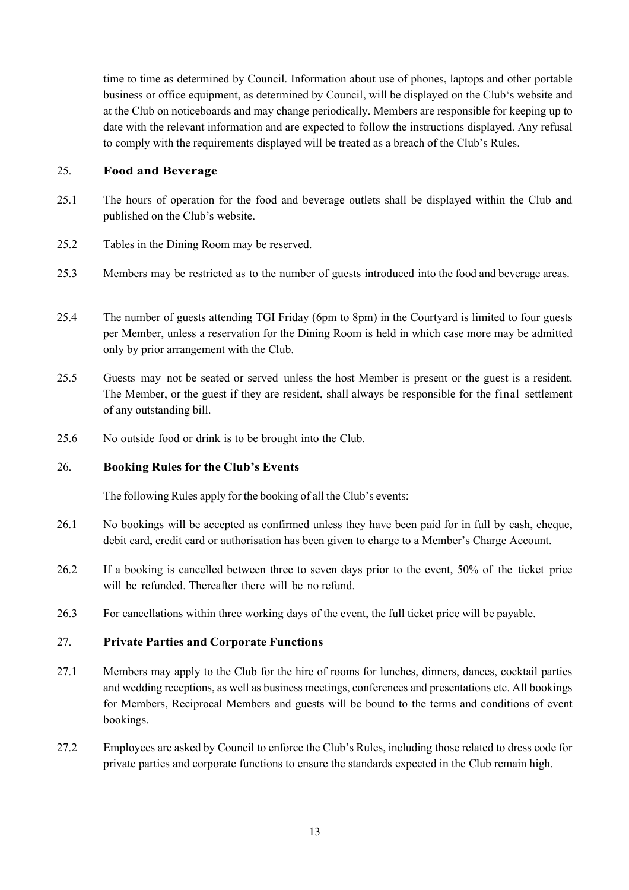time to time as determined by Council. Information about use of phones, laptops and other portable business or office equipment, as determined by Council, will be displayed on the Club's website and at the Club on noticeboards and may change periodically. Members are responsible for keeping up to date with the relevant information and are expected to follow the instructions displayed. Any refusal to comply with the requirements displayed will be treated as a breach of the Club's Rules.

## 25. Food and Beverage

25.1 The hours of operation for the food and beverage outlets shall be displayed within the Club and published on the Club's website.

25.2 Tables in the Dining Room may be reserved.

25.3 Members may be restricted as to the number of guests introduced into the food and beverage areas.

25.4 The number of guests attending TGI Friday (6pm to 8pm) in the Courtyard is limited to four guests per Member, unless a reservation for the Dining Room is held in which case more may be admitted only by prior arrangement with the Club.

25.5 Guests may not be seated or served unless the host Member is present or the guest is a resident. The Member, or the guest if they are resident, shall always be responsible for the final settlement of any outstanding bill.

25.6 No outside food or drink is to be brought into the Club.

## 26. Booking Rules for the Club's Events

The following Rules apply for the booking of all the Club's events:

26.1 No bookings will be accepted as confirmed unless they have been paid for in full by cash, cheque, debit card, credit card or authorisation has been given to charge to a Member's Charge Account.

26.2 If a booking is cancelled between three to seven days prior to the event, 50% of the ticket price will be refunded. Thereafter there will be no refund.

26.3 For cancellations within three working days of the event, the full ticket price will be payable.

## 27. Private Parties and Corporate Functions

27.1 Members may apply to the Club for the hire of rooms for lunches, dinners, dances, cocktail parties and wedding receptions, as well as business meetings, conferences and presentations etc. All bookings for Members, Reciprocal Members and guests will be bound to the terms and conditions of event bookings.

27.2 Employees are asked by Council to enforce the Club's Rules, including those related to dress code for private parties and corporate functions to ensure the standards expected in the Club remain high.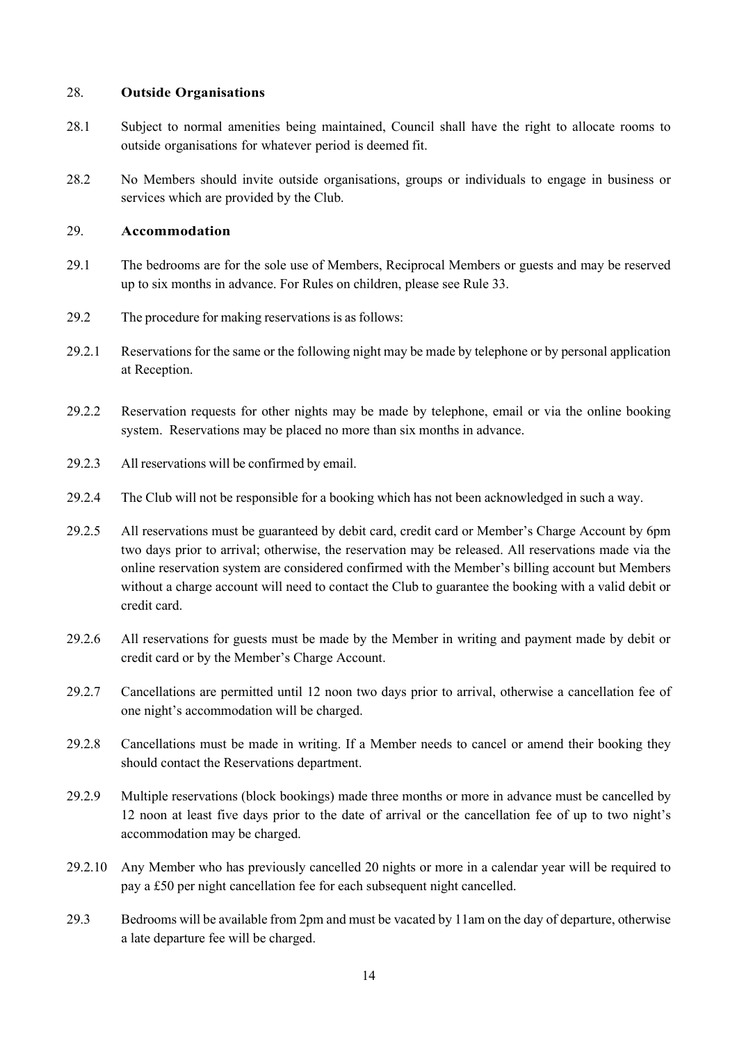## 28. **Outside Organisations**

28.1 Subject to normal amenities being maintained, Council shall have the right to allocate rooms to outside organisations for whatever period is deemed fit.

28.2 No Members should invite outside organisations, groups or individuals to engage in business or services which are provided by the Club.

## 29. **Accommodation**

29.1 The bedrooms are for the sole use of Members, Reciprocal Members or guests and may be reserved up to six months in advance. For Rules on children, please see Rule 33.

29.2 The procedure for making reservations is as follows:

29.2.1 Reservations for the same or the following night may be made by telephone or by personal application at Reception.

29.2.2 Reservation requests for other nights may be made by telephone, email or via the online booking system. Reservations may be placed no more than six months in advance.

29.2.3 All reservations will be confirmed by email.

29.2.4 The Club will not be responsible for a booking which has not been acknowledged in such a way.

29.2.5 All reservations must be guaranteed by debit card, credit card or Member's Charge Account by 6pm two days prior to arrival; otherwise, the reservation may be released. All reservations made via the online reservation system are considered confirmed with the Member's billing account but Members without a charge account will need to contact the Club to guarantee the booking with a valid debit or credit card.

29.2.6 All reservations for guests must be made by the Member in writing and payment made by debit or credit card or by the Member's Charge Account.

29.2.7 Cancellations are permitted until 12 noon two days prior to arrival, otherwise a cancellation fee of one night's accommodation will be charged.

29.2.8 Cancellations must be made in writing. If a Member needs to cancel or amend their booking they should contact the Reservations department.

29.2.9 Multiple reservations (block bookings) made three months or more in advance must be cancelled by 12 noon at least five days prior to the date of arrival or the cancellation fee of up to two night's accommodation may be charged.

29.2.10 Any Member who has previously cancelled 20 nights or more in a calendar year will be required to pay a £50 per night cancellation fee for each subsequent night cancelled.

29.3 Bedrooms will be available from 2pm and must be vacated by 11am on the day of departure, otherwise a late departure fee will be charged.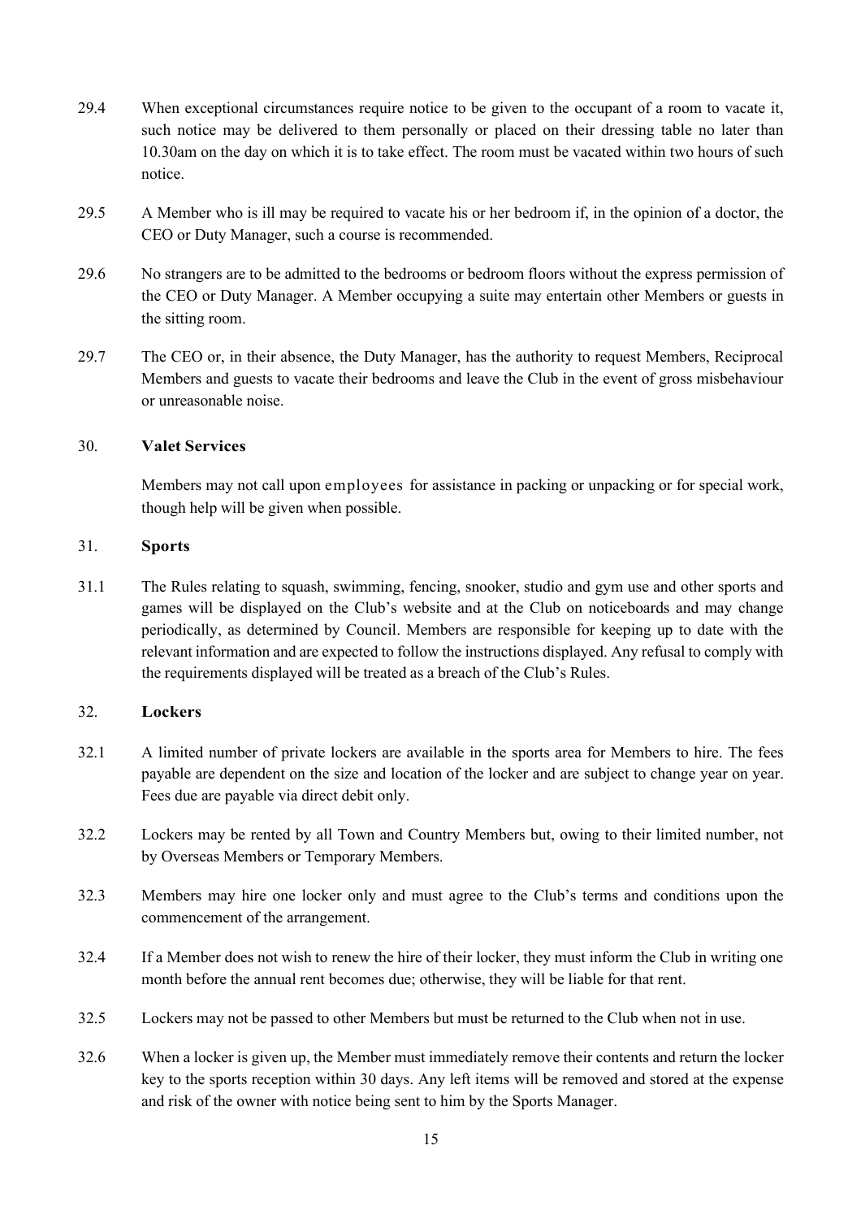29.4 When exceptional circumstances require notice to be given to the occupant of a room to vacate it, such notice may be delivered to them personally or placed on their dressing table no later than 10.30am on the day on which it is to take effect. The room must be vacated within two hours of such notice.

29.5 A Member who is ill may be required to vacate his or her bedroom if, in the opinion of a doctor, the CEO or Duty Manager, such a course is recommended.

29.6 No strangers are to be admitted to the bedrooms or bedroom floors without the express permission of the CEO or Duty Manager. A Member occupying a suite may entertain other Members or guests in the sitting room.

29.7 The CEO or, in their absence, the Duty Manager, has the authority to request Members, Reciprocal Members and guests to vacate their bedrooms and leave the Club in the event of gross misbehaviour or unreasonable noise.

## 30. Valet Services

Members may not call upon employees for assistance in packing or unpacking or for special work, though help will be given when possible.

## 31. Sports

31.1 The Rules relating to squash, swimming, fencing, snooker, studio and gym use and other sports and games will be displayed on the Club's website and at the Club on noticeboards and may change periodically, as determined by Council. Members are responsible for keeping up to date with the relevant information and are expected to follow the instructions displayed. Any refusal to comply with the requirements displayed will be treated as a breach of the Club's Rules.

## 32. Lockers

32.1 A limited number of private lockers are available in the sports area for Members to hire. The fees payable are dependent on the size and location of the locker and are subject to change year on year. Fees due are payable via direct debit only.

32.2 Lockers may be rented by all Town and Country Members but, owing to their limited number, not by Overseas Members or Temporary Members.

32.3 Members may hire one locker only and must agree to the Club's terms and conditions upon the commencement of the arrangement.

32.4 If a Member does not wish to renew the hire of their locker, they must inform the Club in writing one month before the annual rent becomes due; otherwise, they will be liable for that rent.

32.5 Lockers may not be passed to other Members but must be returned to the Club when not in use.

32.6 When a locker is given up, the Member must immediately remove their contents and return the locker key to the sports reception within 30 days. Any left items will be removed and stored at the expense and risk of the owner with notice being sent to him by the Sports Manager.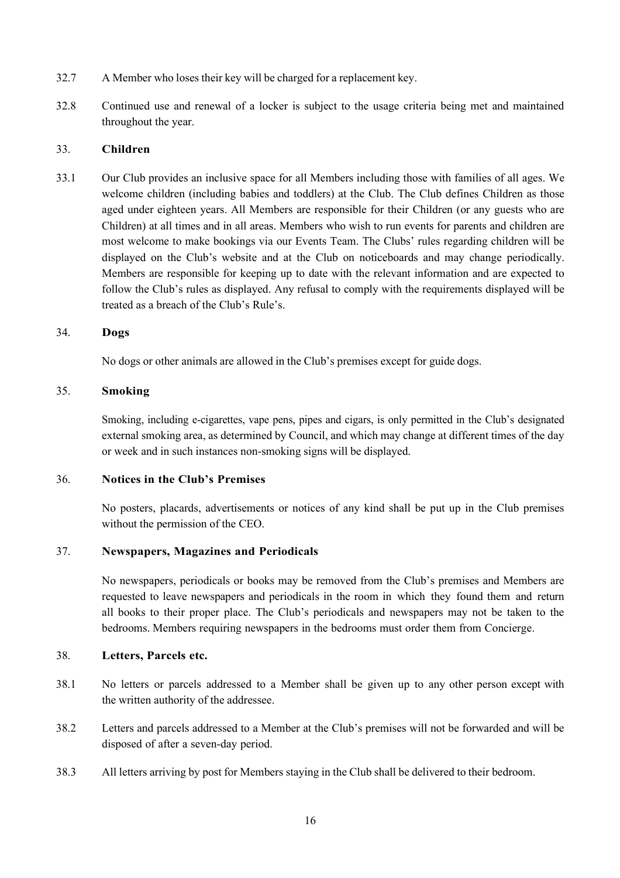32.7 A Member who loses their key will be charged for a replacement key.

32.8 Continued use and renewal of a locker is subject to the usage criteria being met and maintained throughout the year.

### 33. Children

33.1 Our Club provides an inclusive space for all Members including those with families of all ages. We welcome children (including babies and toddlers) at the Club. The Club defines Children as those aged under eighteen years. All Members are responsible for their Children (or any guests who are Children) at all times and in all areas. Members who wish to run events for parents and children are most welcome to make bookings via our Events Team. The Clubs' rules regarding children will be displayed on the Club's website and at the Club on noticeboards and may change periodically. Members are responsible for keeping up to date with the relevant information and are expected to follow the Club's rules as displayed. Any refusal to comply with the requirements displayed will be treated as a breach of the Club's Rule's.

### 34. Dogs

No dogs or other animals are allowed in the Club's premises except for guide dogs.

### 35. Smoking

Smoking, including e-cigarettes, vape pens, pipes and cigars, is only permitted in the Club's designated external smoking area, as determined by Council, and which may change at different times of the day or week and in such instances non-smoking signs will be displayed.

### 36. Notices in the Club's Premises

No posters, placards, advertisements or notices of any kind shall be put up in the Club premises without the permission of the CEO.

### 37. Newspapers, Magazines and Periodicals

No newspapers, periodicals or books may be removed from the Club's premises and Members are requested to leave newspapers and periodicals in the room in which they found them and return all books to their proper place. The Club's periodicals and newspapers may not be taken to the bedrooms. Members requiring newspapers in the bedrooms must order them from Concierge.

### 38. Letters, Parcels etc.

38.1 No letters or parcels addressed to a Member shall be given up to any other person except with the written authority of the addressee.

38.2 Letters and parcels addressed to a Member at the Club's premises will not be forwarded and will be disposed of after a seven-day period.

38.3 All letters arriving by post for Members staying in the Club shall be delivered to their bedroom.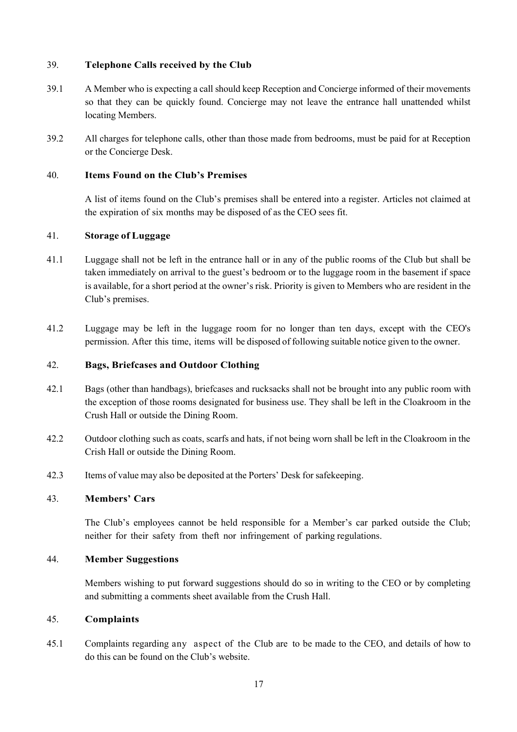## 39. Telephone Calls received by the Club

39.1 A Member who is expecting a call should keep Reception and Concierge informed of their movements so that they can be quickly found. Concierge may not leave the entrance hall unattended whilst locating Members.

39.2 All charges for telephone calls, other than those made from bedrooms, must be paid for at Reception or the Concierge Desk.

## 40. Items Found on the Club's Premises

A list of items found on the Club's premises shall be entered into a register. Articles not claimed at the expiration of six months may be disposed of as the CEO sees fit.

## 41. Storage of Luggage

41.1 Luggage shall not be left in the entrance hall or in any of the public rooms of the Club but shall be taken immediately on arrival to the guest's bedroom or to the luggage room in the basement if space is available, for a short period at the owner's risk. Priority is given to Members who are resident in the Club's premises.

41.2 Luggage may be left in the luggage room for no longer than ten days, except with the CEO's permission. After this time, items will be disposed of following suitable notice given to the owner.

## 42. Bags, Briefcases and Outdoor Clothing

42.1 Bags (other than handbags), briefcases and rucksacks shall not be brought into any public room with the exception of those rooms designated for business use. They shall be left in the Cloakroom in the Crush Hall or outside the Dining Room.

42.2 Outdoor clothing such as coats, scarfs and hats, if not being worn shall be left in the Cloakroom in the Crish Hall or outside the Dining Room.

42.3 Items of value may also be deposited at the Porters' Desk for safekeeping.

## 43. Members' Cars

The Club's employees cannot be held responsible for a Member's car parked outside the Club; neither for their safety from theft nor infringement of parking regulations.

## 44. Member Suggestions

Members wishing to put forward suggestions should do so in writing to the CEO or by completing and submitting a comments sheet available from the Crush Hall.

## 45. Complaints

45.1 Complaints regarding any aspect of the Club are to be made to the CEO, and details of how to do this can be found on the Club's website.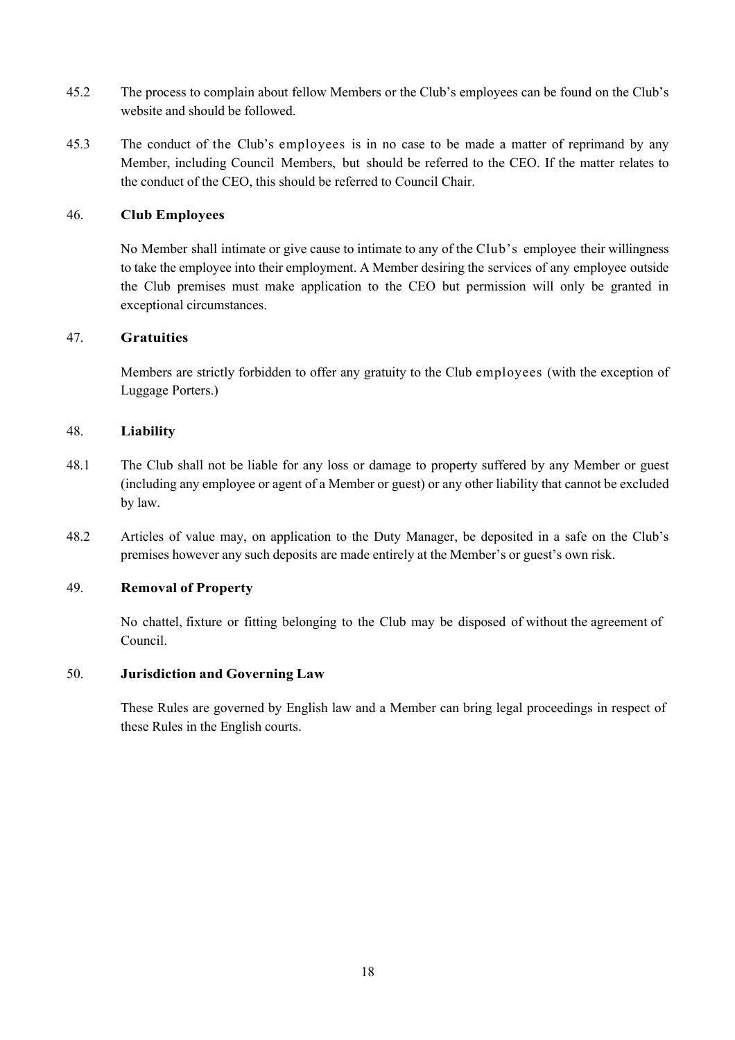45.2 The process to complain about fellow Members or the Club's employees can be found on the Club's website and should be followed.

45.3 The conduct of the Club's employees is in no case to be made a matter of reprimand by any Member, including Council Members, but should be referred to the CEO. If the matter relates to the conduct of the CEO, this should be referred to Council Chair.

## 46. Club Employees

No Member shall intimate or give cause to intimate to any of the Club's employee their willingness to take the employee into their employment. A Member desiring the services of any employee outside the Club premises must make application to the CEO but permission will only be granted in exceptional circumstances.

## 47. Gratuities

Members are strictly forbidden to offer any gratuity to the Club employees (with the exception of Luggage Porters.)

## 48. Liability

48.1 The Club shall not be liable for any loss or damage to property suffered by any Member or guest (including any employee or agent of a Member or guest) or any other liability that cannot be excluded by law.

48.2 Articles of value may, on application to the Duty Manager, be deposited in a safe on the Club's premises however any such deposits are made entirely at the Member's or guest's own risk.

## 49. Removal of Property

No chattel, fixture or fitting belonging to the Club may be disposed of without the agreement of Council.

## 50. Jurisdiction and Governing Law

These Rules are governed by English law and a Member can bring legal proceedings in respect of these Rules in the English courts.